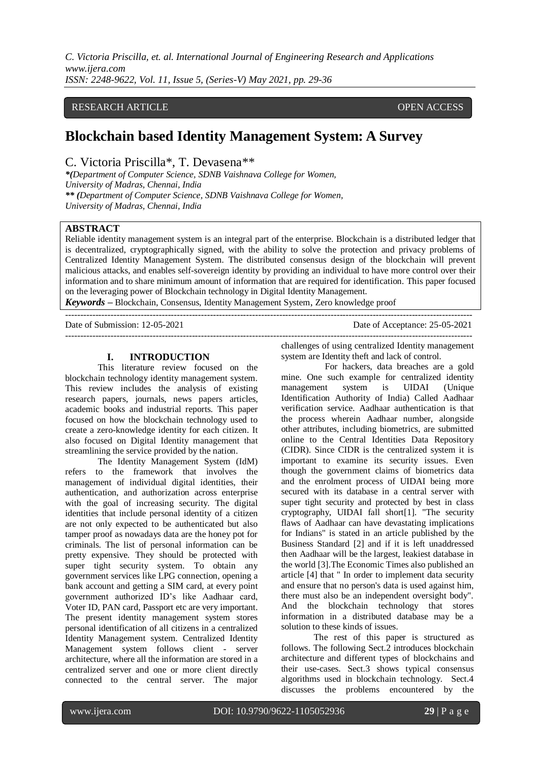RESEARCH ARTICLE OPEN ACCESS

# Blockchain based Identity Management System: A Survey

C. Victoria Priscilla*, T. Devasena**

*(Department of Computer Science, SDNB Vaishnava College for Women, University of Madras, Chennai, India

** (Department of Computer Science, SDNB Vaishnava College for Women, University of Madras, Chennai, India

## ABSTRACT

Reliable identity management system is an integral part of the enterprise. Blockchain is a distributed ledger that is decentralized, cryptographically signed, with the ability to solve the protection and privacy problems of Centralized Identity Management System. The distributed consensus design of the blockchain will prevent malicious attacks, and enables self-sovereign identity by providing an individual to have more control over their information and to share minimum amount of information that are required for identification. This paper focused on the leveraging power of Blockchain technology in Digital Identity Management.

***Keywords*** **–** Blockchain, Consensus, Identity Management System, Zero knowledge proof

Date of Submission: 12-05-2021 Date of Acceptance: 25-05-2021

## I. INTRODUCTION

This literature review focused on the blockchain technology identity management system. This review includes the analysis of existing research papers, journals, news papers articles, academic books and industrial reports. This paper focused on how the blockchain technology used to create a zero-knowledge identity for each citizen. It also focused on Digital Identity management that streamlining the service provided by the nation.

The Identity Management System (IdM) refers to the framework that involves the management of individual digital identities, their authentication, and authorization across enterprise with the goal of increasing security. The digital identities that include personal identity of a citizen are not only expected to be authenticated but also tamper proof as nowadays data are the honey pot for criminals. The list of personal information can be pretty expensive. They should be protected with super tight security system. To obtain any government services like LPG connection, opening a bank account and getting a SIM card, at every point government authorized ID's like Aadhaar card, Voter ID, PAN card, Passport etc are very important. The present identity management system stores personal identification of all citizens in a centralized Identity Management system. Centralized Identity Management system follows client - server architecture, where all the information are stored in a centralized server and one or more client directly connected to the central server. The major challenges of using centralized Identity management system are Identity theft and lack of control.

For hackers, data breaches are a gold mine. One such example for centralized identity management system is UIDAI (Unique Identification Authority of India) Called Aadhaar verification service. Aadhaar authentication is that the process wherein Aadhaar number, alongside other attributes, including biometrics, are submitted online to the Central Identities Data Repository (CIDR). Since CIDR is the centralized system it is important to examine its security issues. Even though the government claims of biometrics data and the enrolment process of UIDAI being more secured with its database in a central server with super tight security and protected by best in class cryptography, UIDAI fall short[1]. "The security flaws of Aadhaar can have devastating implications for Indians" is stated in an article published by the Business Standard [2] and if it is left unaddressed then Aadhaar will be the largest, leakiest database in the world [3].The Economic Times also published an article [4] that " In order to implement data security and ensure that no person's data is used against him, there must also be an independent oversight body". And the blockchain technology that stores information in a distributed database may be a solution to these kinds of issues.

The rest of this paper is structured as follows. The following Sect.2 introduces blockchain architecture and different types of blockchains and their use-cases. Sect.3 shows typical consensus algorithms used in blockchain technology. Sect.4 discusses the problems encountered by the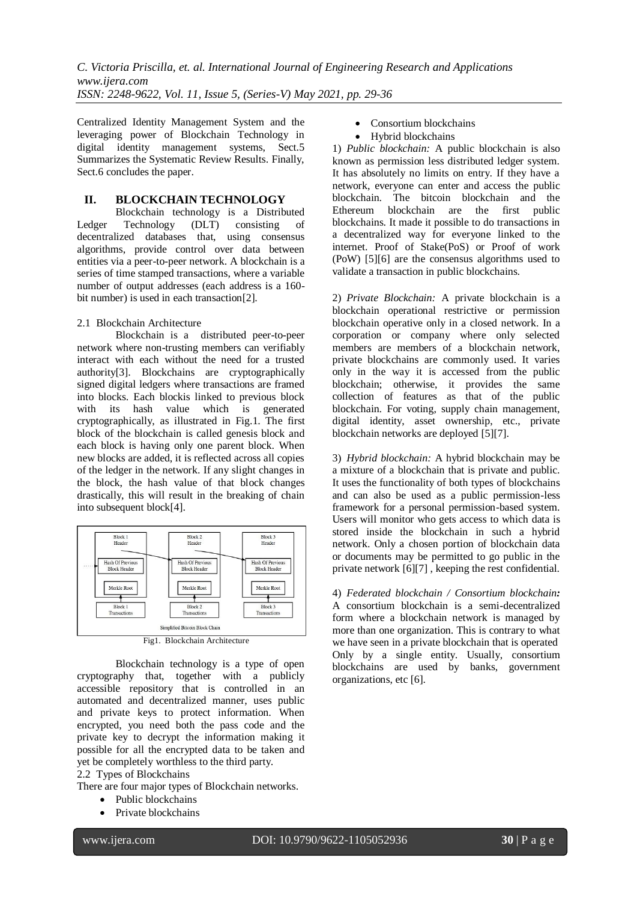Centralized Identity Management System and the leveraging power of Blockchain Technology in digital identity management systems, Sect.5 Summarizes the Systematic Review Results. Finally, Sect.6 concludes the paper.

## II. BLOCKCHAIN TECHNOLOGY

Blockchain technology is a Distributed Ledger Technology (DLT) consisting of decentralized databases that, using consensus algorithms, provide control over data between entities via a peer-to-peer network. A blockchain is a series of time stamped transactions, where a variable number of output addresses (each address is a 160-bit number) is used in each transaction[2].

### 2.1 Blockchain Architecture

Blockchain is a distributed peer-to-peer network where non-trusting members can verifiably interact with each without the need for a trusted authority[3]. Blockchains are cryptographically signed digital ledgers where transactions are framed into blocks. Each blockis linked to previous block with its hash value which is generated cryptographically, as illustrated in Fig.1. The first block of the blockchain is called genesis block and each block is having only one parent block. When new blocks are added, it is reflected across all copies of the ledger in the network. If any slight changes in the block, the hash value of that block changes drastically, this will result in the breaking of chain into subsequent block[4].

Block 1 Header | Hash Of Previous Block Header | Merkle Root | Block 1 Transactions

Block 2 Header | Hash Of Previous Block Header | Merkle Root | Block 2 Transactions

Block 3 Header | Hash Of Previous Block Header | Merkle Root | Block 3 Transactions

Simplified Bitcoin Block Chain

Fig1. Blockchain Architecture

Blockchain technology is a type of open cryptography that, together with a publicly accessible repository that is controlled in an automated and decentralized manner, uses public and private keys to protect information. When encrypted, you need both the pass code and the private key to decrypt the information making it possible for all the encrypted data to be taken and yet be completely worthless to the third party.

### 2.2 Types of Blockchains

There are four major types of Blockchain networks.

- Public blockchains
- Private blockchains
- Consortium blockchains
- Hybrid blockchains

1) *Public blockchain:* A public blockchain is also known as permission less distributed ledger system. It has absolutely no limits on entry. If they have a network, everyone can enter and access the public blockchain. The bitcoin blockchain and the Ethereum blockchain are the first public blockchains. It made it possible to do transactions in a decentralized way for everyone linked to the internet. Proof of Stake(PoS) or Proof of work (PoW) [5][6] are the consensus algorithms used to validate a transaction in public blockchains.

2) *Private Blockchain:* A private blockchain is a blockchain operational restrictive or permission blockchain operative only in a closed network. In a corporation or company where only selected members are members of a blockchain network, private blockchains are commonly used. It varies only in the way it is accessed from the public blockchain; otherwise, it provides the same collection of features as that of the public blockchain. For voting, supply chain management, digital identity, asset ownership, etc., private blockchain networks are deployed [5][7].

3) *Hybrid blockchain:* A hybrid blockchain may be a mixture of a blockchain that is private and public. It uses the functionality of both types of blockchains and can also be used as a public permission-less framework for a personal permission-based system. Users will monitor who gets access to which data is stored inside the blockchain in such a hybrid network. Only a chosen portion of blockchain data or documents may be permitted to go public in the private network [6][7] , keeping the rest confidential.

4) *Federated blockchain / Consortium blockchain:* A consortium blockchain is a semi-decentralized form where a blockchain network is managed by more than one organization. This is contrary to what we have seen in a private blockchain that is operated Only by a single entity. Usually, consortium blockchains are used by banks, government organizations, etc [6].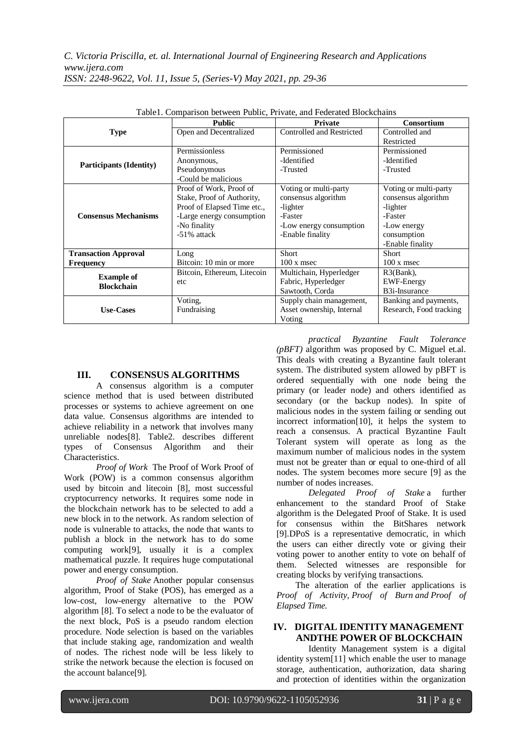Table1. Comparison between Public, Private, and Federated Blockchains

| Type | Public | Private | Consortium |
|---|---|---|---|
| **Type** | Open and Decentralized | Controlled and Restricted | Controlled and Restricted |
| **Participants (Identity)** | Permissionless Anonymous, Pseudonymous -Could be malicious | Permissioned -Identified -Trusted | Permissioned -Identified -Trusted |
| **Consensus Mechanisms** | Proof of Work, Proof of Stake, Proof of Authority, Proof of Elapsed Time etc., -Large energy consumption -No finality -51% attack | Voting or multi-party consensus algorithm -lighter -Faster -Low energy consumption -Enable finality | Voting or multi-party consensus algorithm -lighter -Faster -Low energy consumption -Enable finality |
| **Transaction Approval Frequency** | Long Bitcoin: 10 min or more | Short 100 x msec | Short 100 x msec |
| **Example of Blockchain** | Bitcoin, Ethereum, Litecoin etc | Multichain, Hyperledger Fabric, Hyperledger Sawtooth, Corda | R3(Bank), EWF-Energy B3i-Insurance |
| **Use-Cases** | Voting, Fundraising | Supply chain management, Asset ownership, Internal Voting | Banking and payments, Research, Food tracking |

## III. CONSENSUS ALGORITHMS

A consensus algorithm is a computer science method that is used between distributed processes or systems to achieve agreement on one data value. Consensus algorithms are intended to achieve reliability in a network that involves many unreliable nodes[8]. Table2. describes different types of Consensus Algorithm and their Characteristics.

*Proof of Work* The Proof of Work Proof of Work (POW) is a common consensus algorithm used by bitcoin and litecoin [8], most successful cryptocurrency networks. It requires some node in the blockchain network has to be selected to add a new block in to the network. As random selection of node is vulnerable to attacks, the node that wants to publish a block in the network has to do some computing work[9], usually it is a complex mathematical puzzle. It requires huge computational power and energy consumption.

*Proof of Stake* Another popular consensus algorithm, Proof of Stake (POS), has emerged as a low-cost, low-energy alternative to the POW algorithm [8]. To select a node to be the evaluator of the next block, PoS is a pseudo random election procedure. Node selection is based on the variables that include staking age, randomization and wealth of nodes. The richest node will be less likely to strike the network because the election is focused on the account balance[9].

*practical Byzantine Fault Tolerance (pBFT)* algorithm was proposed by C. Miguel et.al. This deals with creating a Byzantine fault tolerant system. The distributed system allowed by pBFT is ordered sequentially with one node being the primary (or leader node) and others identified as secondary (or the backup nodes). In spite of malicious nodes in the system failing or sending out incorrect information[10], it helps the system to reach a consensus. A practical Byzantine Fault Tolerant system will operate as long as the maximum number of malicious nodes in the system must not be greater than or equal to one-third of all nodes. The system becomes more secure [9] as the number of nodes increases.

*Delegated Proof of Stake* a further enhancement to the standard Proof of Stake algorithm is the Delegated Proof of Stake. It is used for consensus within the BitShares network [9].DPoS is a representative democratic, in which the users can either directly vote or giving their voting power to another entity to vote on behalf of them. Selected witnesses are responsible for creating blocks by verifying transactions.

The alteration of the earlier applications is *Proof of Activity, Proof of Burn and Proof of Elapsed Time.*

## IV. DIGITAL IDENTITY MANAGEMENT ANDTHE POWER OF BLOCKCHAIN

Identity Management system is a digital identity system[11] which enable the user to manage storage, authentication, authorization, data sharing and protection of identities within the organization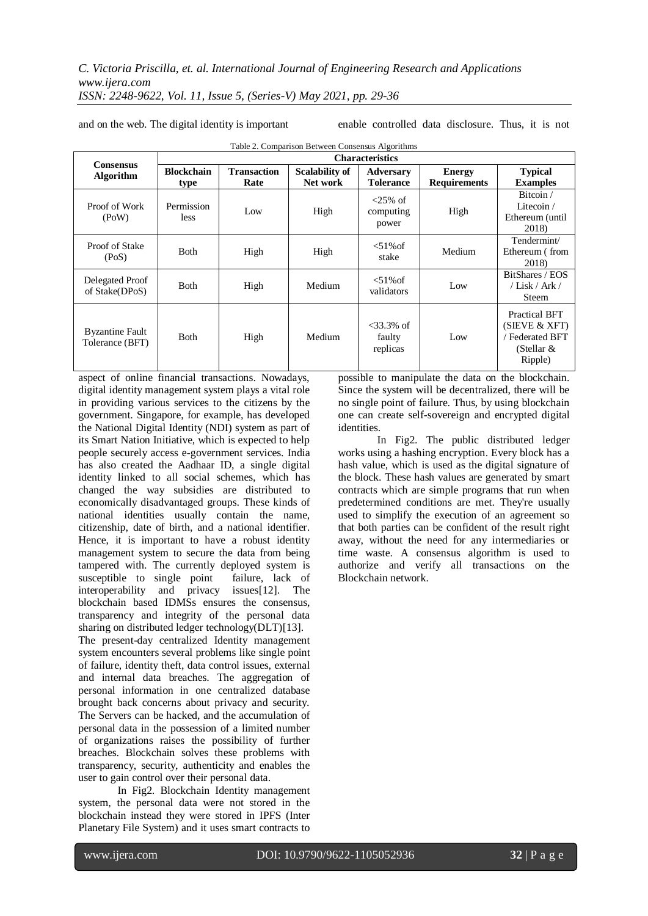and on the web. The digital identity is important aspect of online financial transactions. Nowadays, digital identity management system plays a vital role in providing various services to the citizens by the government. Singapore, for example, has developed the National Digital Identity (NDI) system as part of its Smart Nation Initiative, which is expected to help people securely access e-government services. India has also created the Aadhaar ID, a single digital identity linked to all social schemes, which has changed the way subsidies are distributed to economically disadvantaged groups. These kinds of national identities usually contain the name, citizenship, date of birth, and a national identifier. Hence, it is important to have a robust identity management system to secure the data from being tampered with. The currently deployed system is susceptible to single point failure, lack of interoperability and privacy issues[12]. The blockchain based IDMSs ensures the consensus, transparency and integrity of the personal data sharing on distributed ledger technology(DLT)[13].

Table 2. Comparison Between Consensus Algorithms

| Consensus Algorithm | Characteristics | | | | | |
|---|---|---|---|---|---|---|
| | **Blockchain type** | **Transaction Rate** | **Scalability of Net work** | **Adversary Tolerance** | **Energy Requirements** | **Typical Examples** |
| Proof of Work (PoW) | Permission less | Low | High | <25% of computing power | High | Bitcoin / Litecoin / Ethereum (until 2018) |
| Proof of Stake (PoS) | Both | High | High | <51%of stake | Medium | Tendermint/ Ethereum ( from 2018) |
| Delegated Proof of Stake(DPoS) | Both | High | Medium | <51%of validators | Low | BitShares / EOS / Lisk / Ark / Steem |
| Byzantine Fault Tolerance (BFT) | Both | High | Medium | <33.3% of faulty replicas | Low | Practical BFT (SIEVE & XFT) / Federated BFT (Stellar & Ripple) |

The present-day centralized Identity management system encounters several problems like single point of failure, identity theft, data control issues, external and internal data breaches. The aggregation of personal information in one centralized database brought back concerns about privacy and security. The Servers can be hacked, and the accumulation of personal data in the possession of a limited number of organizations raises the possibility of further breaches. Blockchain solves these problems with transparency, security, authenticity and enables the user to gain control over their personal data.

In Fig2. Blockchain Identity management system, the personal data were not stored in the blockchain instead they were stored in IPFS (Inter Planetary File System) and it uses smart contracts to enable controlled data disclosure. Thus, it is not possible to manipulate the data on the blockchain. Since the system will be decentralized, there will be no single point of failure. Thus, by using blockchain one can create self-sovereign and encrypted digital identities.

In Fig2. The public distributed ledger works using a hashing encryption. Every block has a hash value, which is used as the digital signature of the block. These hash values are generated by smart contracts which are simple programs that run when predetermined conditions are met. They're usually used to simplify the execution of an agreement so that both parties can be confident of the result right away, without the need for any intermediaries or time waste. A consensus algorithm is used to authorize and verify all transactions on the Blockchain network.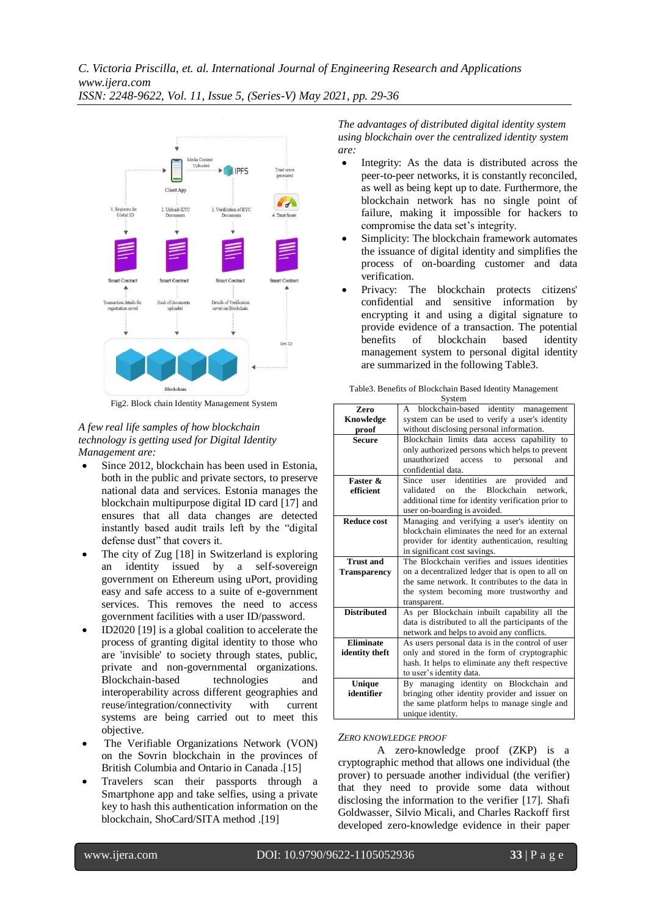Fig2. Block chain Identity Management System

*A few real life samples of how blockchain technology is getting used for Digital Identity Management are:*

- Since 2012, blockchain has been used in Estonia, both in the public and private sectors, to preserve national data and services. Estonia manages the blockchain multipurpose digital ID card [17] and ensures that all data changes are detected instantly based audit trails left by the "digital defense dust" that covers it.
- The city of Zug [18] in Switzerland is exploring an identity issued by a self-sovereign government on Ethereum using uPort, providing easy and safe access to a suite of e-government services. This removes the need to access government facilities with a user ID/password.
- ID2020 [19] is a global coalition to accelerate the process of granting digital identity to those who are 'invisible' to society through states, public, private and non-governmental organizations. Blockchain-based technologies and interoperability across different geographies and reuse/integration/connectivity with current systems are being carried out to meet this objective.
- The Verifiable Organizations Network (VON) on the Sovrin blockchain in the provinces of British Columbia and Ontario in Canada .[15]
- Travelers scan their passports through a Smartphone app and take selfies, using a private key to hash this authentication information on the blockchain, ShoCard/SITA method .[19]

*The advantages of distributed digital identity system using blockchain over the centralized identity system are:*

- Integrity: As the data is distributed across the peer-to-peer networks, it is constantly reconciled, as well as being kept up to date. Furthermore, the blockchain network has no single point of failure, making it impossible for hackers to compromise the data set's integrity.
- Simplicity: The blockchain framework automates the issuance of digital identity and simplifies the process of on-boarding customer and data verification.
- Privacy: The blockchain protects citizens' confidential and sensitive information by encrypting it and using a digital signature to provide evidence of a transaction. The potential benefits of blockchain based identity management system to personal digital identity are summarized in the following Table3.

Table3. Benefits of Blockchain Based Identity Management System

| | |
|---|---|
| **Zero Knowledge proof** | A blockchain-based identity management system can be used to verify a user's identity without disclosing personal information. |
| **Secure** | Blockchain limits data access capability to only authorized persons which helps to prevent unauthorized access to personal and confidential data. |
| **Faster & efficient** | Since user identities are provided and validated on the Blockchain network, additional time for identity verification prior to user on-boarding is avoided. |
| **Reduce cost** | Managing and verifying a user's identity on blockchain eliminates the need for an external provider for identity authentication, resulting in significant cost savings. |
| **Trust and Transparency** | The Blockchain verifies and issues identities on a decentralized ledger that is open to all on the same network. It contributes to the data in the system becoming more trustworthy and transparent. |
| **Distributed** | As per Blockchain inbuilt capability all the data is distributed to all the participants of the network and helps to avoid any conflicts. |
| **Eliminate identity theft** | As users personal data is in the control of user only and stored in the form of cryptographic hash. It helps to eliminate any theft respective to user's identity data. |
| **Unique identifier** | By managing identity on Blockchain and bringing other identity provider and issuer on the same platform helps to manage single and unique identity. |

### *ZERO KNOWLEDGE PROOF*

A zero-knowledge proof (ZKP) is a cryptographic method that allows one individual (the prover) to persuade another individual (the verifier) that they need to provide some data without disclosing the information to the verifier [17]. Shafi Goldwasser, Silvio Micali, and Charles Rackoff first developed zero-knowledge evidence in their paper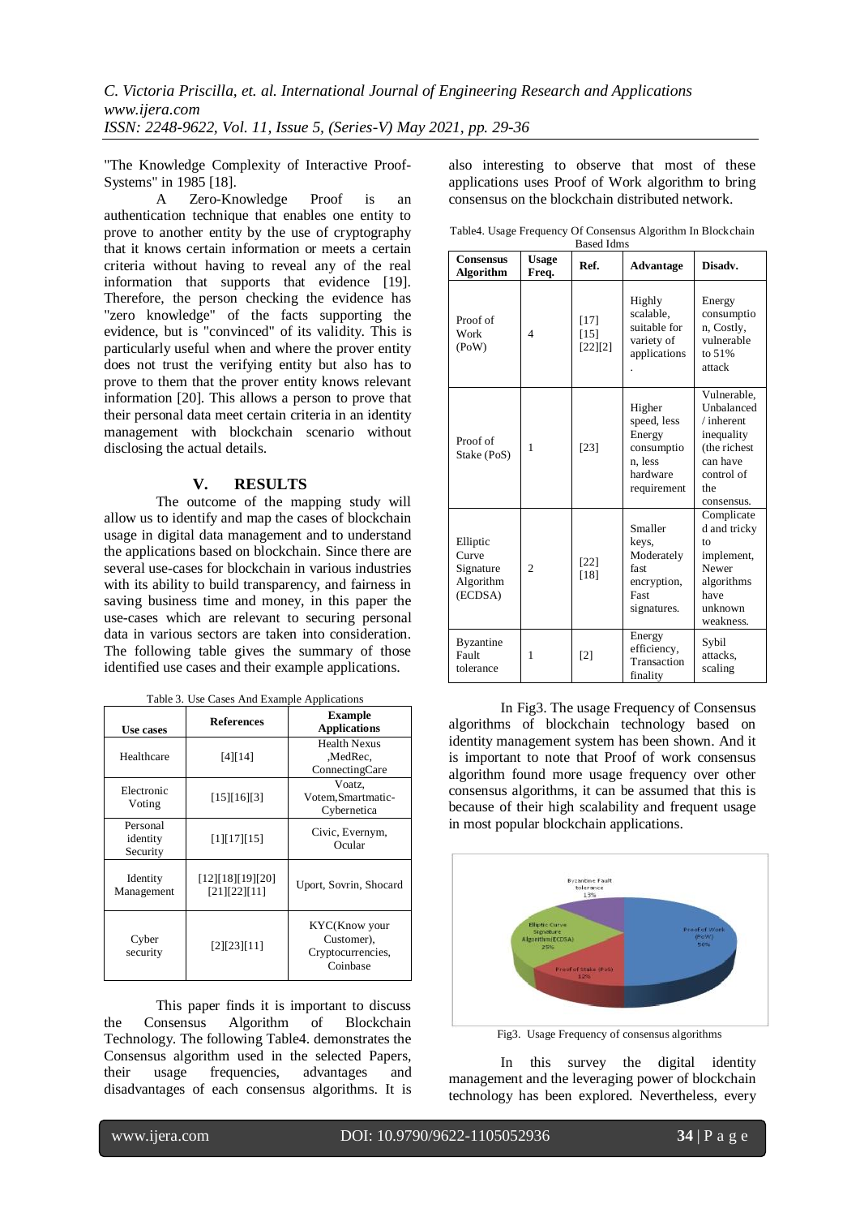"The Knowledge Complexity of Interactive Proof-Systems" in 1985 [18].

A Zero-Knowledge Proof is an authentication technique that enables one entity to prove to another entity by the use of cryptography that it knows certain information or meets a certain criteria without having to reveal any of the real information that supports that evidence [19]. Therefore, the person checking the evidence has "zero knowledge" of the facts supporting the evidence, but is "convinced" of its validity. This is particularly useful when and where the prover entity does not trust the verifying entity but also has to prove to them that the prover entity knows relevant information [20]. This allows a person to prove that their personal data meet certain criteria in an identity management with blockchain scenario without disclosing the actual details.

## V. RESULTS

The outcome of the mapping study will allow us to identify and map the cases of blockchain usage in digital data management and to understand the applications based on blockchain. Since there are several use-cases for blockchain in various industries with its ability to build transparency, and fairness in saving business time and money, in this paper the use-cases which are relevant to securing personal data in various sectors are taken into consideration. The following table gives the summary of those identified use cases and their example applications.

Table 3. Use Cases And Example Applications

| Use cases | References | Example Applications |
|---|---|---|
| Healthcare | [4][14] | Health Nexus ,MedRec, ConnectingCare |
| Electronic Voting | [15][16][3] | Voatz, Votem,Smartmatic-Cybernetica |
| Personal identity Security | [1][17][15] | Civic, Evernym, Ocular |
| Identity Management | [12][18][19][20] [21][22][11] | Uport, Sovrin, Shocard |
| Cyber security | [2][23][11] | KYC(Know your Customer), Cryptocurrencies, Coinbase |

This paper finds it is important to discuss the Consensus Algorithm of Blockchain Technology. The following Table4. demonstrates the Consensus algorithm used in the selected Papers, their usage frequencies, advantages and disadvantages of each consensus algorithms. It is also interesting to observe that most of these applications uses Proof of Work algorithm to bring consensus on the blockchain distributed network.

Table4. Usage Frequency Of Consensus Algorithm In Blockchain Based Idms

| Consensus Algorithm | Usage Freq. | Ref. | Advantage | Disadv. |
|---|---|---|---|---|
| Proof of Work (PoW) | 4 | [17] [15] [22][2] | Highly scalable, suitable for variety of applications. | Energy consumption, Costly, vulnerable to 51% attack |
| Proof of Stake (PoS) | 1 | [23] | Higher speed, less Energy consumption, less hardware requirement | Vulnerable, Unbalanced / inherent inequality (the richest can have control of the consensus. |
| Elliptic Curve Signature Algorithm (ECDSA) | 2 | [22] [18] | Smaller keys, Moderately fast encryption, Fast signatures. | Complicated and tricky to implement, Newer algorithms have unknown weakness. |
| Byzantine Fault tolerance | 1 | [2] | Energy efficiency, Transaction finality | Sybil attacks, scaling |

In Fig3. The usage Frequency of Consensus algorithms of blockchain technology based on identity management system has been shown. And it is important to note that Proof of work consensus algorithm found more usage frequency over other consensus algorithms, it can be assumed that this is because of their high scalability and frequent usage in most popular blockchain applications.

Fig3. Usage Frequency of consensus algorithms

In this survey the digital identity management and the leveraging power of blockchain technology has been explored. Nevertheless, every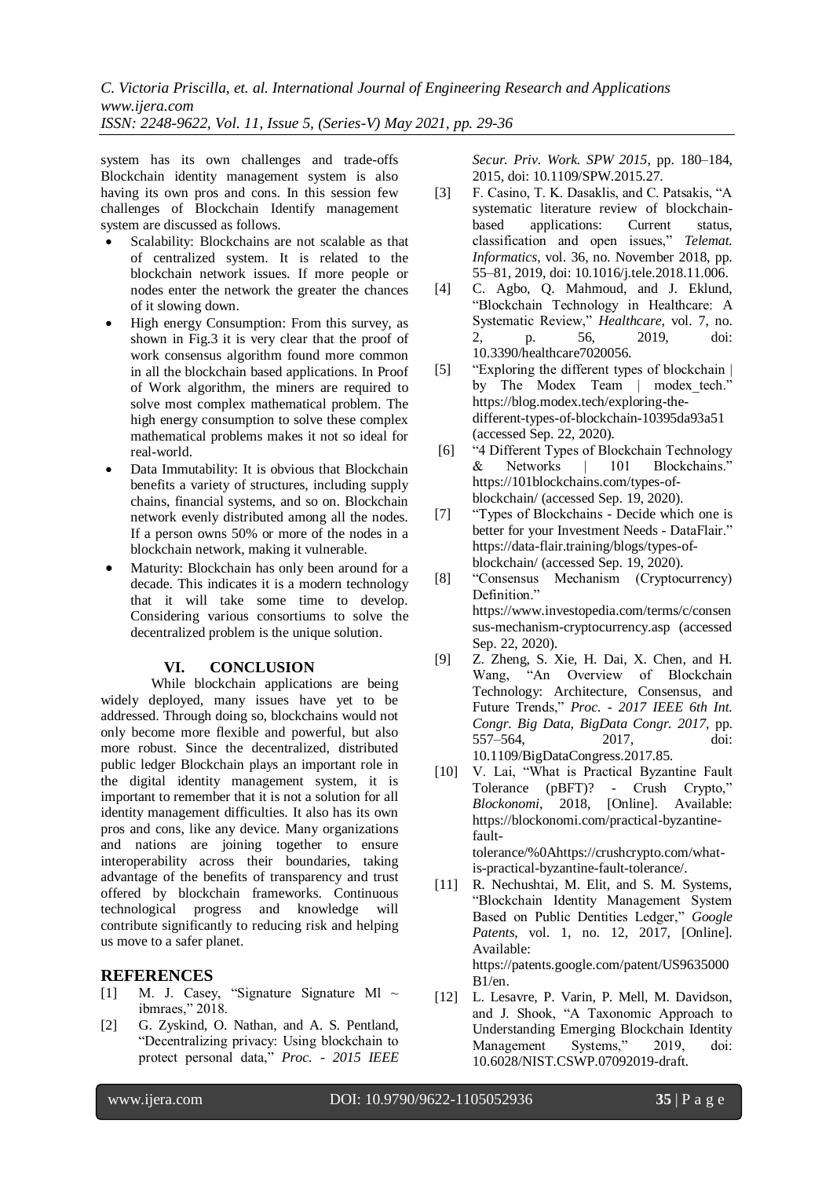system has its own challenges and trade-offs Blockchain identity management system is also having its own pros and cons. In this session few challenges of Blockchain Identify management system are discussed as follows.

- Scalability: Blockchains are not scalable as that of centralized system. It is related to the blockchain network issues. If more people or nodes enter the network the greater the chances of it slowing down.
- High energy Consumption: From this survey, as shown in Fig.3 it is very clear that the proof of work consensus algorithm found more common in all the blockchain based applications. In Proof of Work algorithm, the miners are required to solve most complex mathematical problem. The high energy consumption to solve these complex mathematical problems makes it not so ideal for real-world.
- Data Immutability: It is obvious that Blockchain benefits a variety of structures, including supply chains, financial systems, and so on. Blockchain network evenly distributed among all the nodes. If a person owns 50% or more of the nodes in a blockchain network, making it vulnerable.
- Maturity: Blockchain has only been around for a decade. This indicates it is a modern technology that it will take some time to develop. Considering various consortiums to solve the decentralized problem is the unique solution.

## VI. CONCLUSION

While blockchain applications are being widely deployed, many issues have yet to be addressed. Through doing so, blockchains would not only become more flexible and powerful, but also more robust. Since the decentralized, distributed public ledger Blockchain plays an important role in the digital identity management system, it is important to remember that it is not a solution for all identity management difficulties. It also has its own pros and cons, like any device. Many organizations and nations are joining together to ensure interoperability across their boundaries, taking advantage of the benefits of transparency and trust offered by blockchain frameworks. Continuous technological progress and knowledge will contribute significantly to reducing risk and helping us move to a safer planet.

## REFERENCES

[1] M. J. Casey, "Signature Signature Ml ~ ibmraes," 2018.

[2] G. Zyskind, O. Nathan, and A. S. Pentland, "Decentralizing privacy: Using blockchain to protect personal data," *Proc. - 2015 IEEE Secur. Priv. Work. SPW 2015*, pp. 180–184, 2015, doi: 10.1109/SPW.2015.27.

[3] F. Casino, T. K. Dasaklis, and C. Patsakis, "A systematic literature review of blockchain-based applications: Current status, classification and open issues," *Telemat. Informatics*, vol. 36, no. November 2018, pp. 55–81, 2019, doi: 10.1016/j.tele.2018.11.006.

[4] C. Agbo, Q. Mahmoud, and J. Eklund, "Blockchain Technology in Healthcare: A Systematic Review," *Healthcare*, vol. 7, no. 2, p. 56, 2019, doi: 10.3390/healthcare7020056.

[5] "Exploring the different types of blockchain | by The Modex Team | modex_tech." https://blog.modex.tech/exploring-the-different-types-of-blockchain-10395da93a51 (accessed Sep. 22, 2020).

[6] "4 Different Types of Blockchain Technology & Networks | 101 Blockchains." https://101blockchains.com/types-of-blockchain/ (accessed Sep. 19, 2020).

[7] "Types of Blockchains - Decide which one is better for your Investment Needs - DataFlair." https://data-flair.training/blogs/types-of-blockchain/ (accessed Sep. 19, 2020).

[8] "Consensus Mechanism (Cryptocurrency) Definition." https://www.investopedia.com/terms/c/consensus-mechanism-cryptocurrency.asp (accessed Sep. 22, 2020).

[9] Z. Zheng, S. Xie, H. Dai, X. Chen, and H. Wang, "An Overview of Blockchain Technology: Architecture, Consensus, and Future Trends," *Proc. - 2017 IEEE 6th Int. Congr. Big Data, BigData Congr. 2017*, pp. 557–564, 2017, doi: 10.1109/BigDataCongress.2017.85.

[10] V. Lai, "What is Practical Byzantine Fault Tolerance (pBFT)? - Crush Crypto," *Blockonomi*, 2018, [Online]. Available: https://blockonomi.com/practical-byzantine-fault-tolerance/%0Ahttps://crushcrypto.com/what-is-practical-byzantine-fault-tolerance/.

[11] R. Nechushtai, M. Elit, and S. M. Systems, "Blockchain Identity Management System Based on Public Dentities Ledger," *Google Patents*, vol. 1, no. 12, 2017, [Online]. Available: https://patents.google.com/patent/US9635000B1/en.

[12] L. Lesavre, P. Varin, P. Mell, M. Davidson, and J. Shook, "A Taxonomic Approach to Understanding Emerging Blockchain Identity Management Systems," 2019, doi: 10.6028/NIST.CSWP.07092019-draft.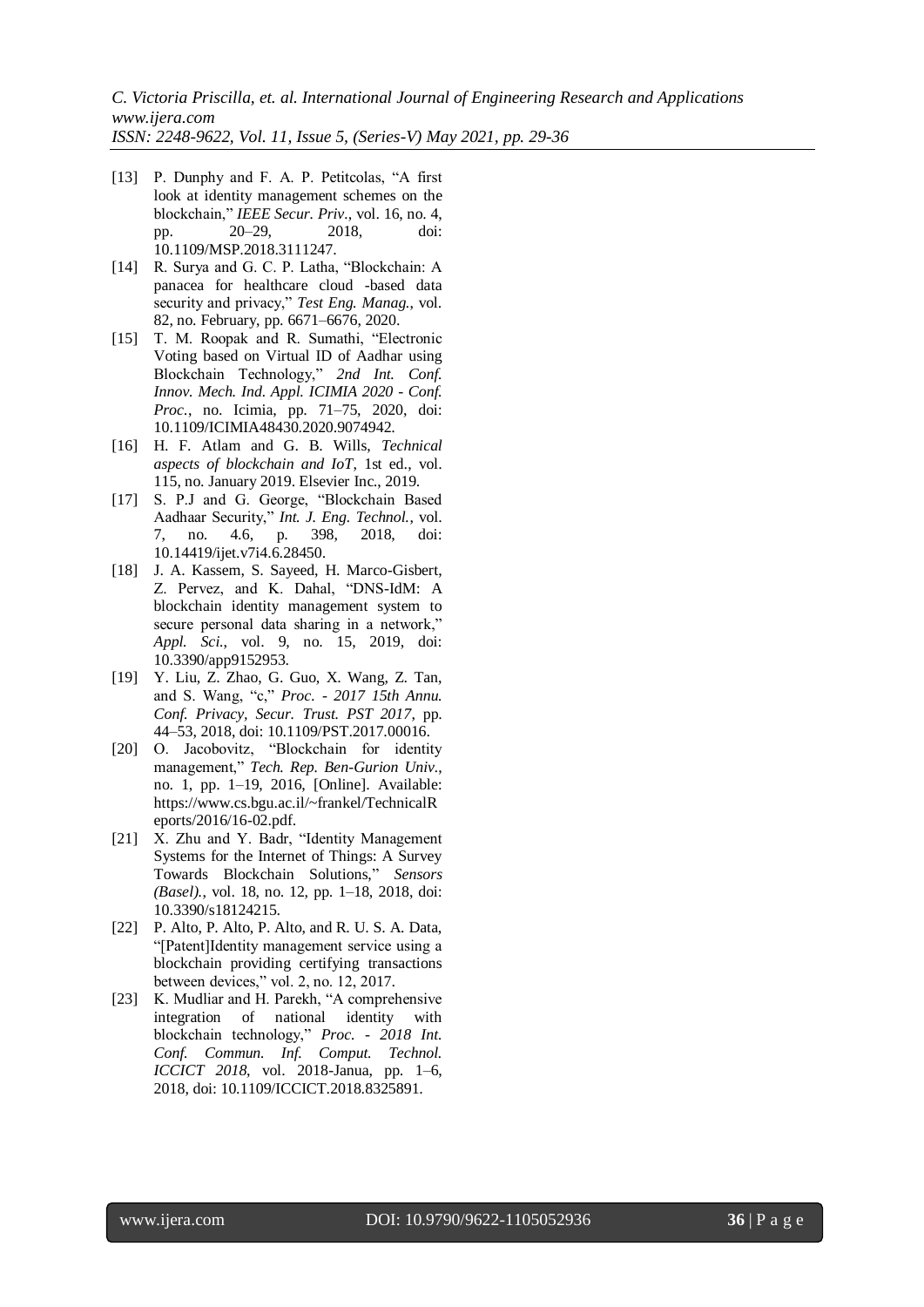[13] P. Dunphy and F. A. P. Petitcolas, “A first look at identity management schemes on the blockchain,” *IEEE Secur. Priv.*, vol. 16, no. 4, pp. 20–29, 2018, doi: 10.1109/MSP.2018.3111247.

[14] R. Surya and G. C. P. Latha, “Blockchain: A panacea for healthcare cloud -based data security and privacy,” *Test Eng. Manag.*, vol. 82, no. February, pp. 6671–6676, 2020.

[15] T. M. Roopak and R. Sumathi, “Electronic Voting based on Virtual ID of Aadhar using Blockchain Technology,” *2nd Int. Conf. Innov. Mech. Ind. Appl. ICIMIA 2020 - Conf. Proc.*, no. Icimia, pp. 71–75, 2020, doi: 10.1109/ICIMIA48430.2020.9074942.

[16] H. F. Atlam and G. B. Wills, *Technical aspects of blockchain and IoT*, 1st ed., vol. 115, no. January 2019. Elsevier Inc., 2019.

[17] S. P.J and G. George, “Blockchain Based Aadhaar Security,” *Int. J. Eng. Technol.*, vol. 7, no. 4.6, p. 398, 2018, doi: 10.14419/ijet.v7i4.6.28450.

[18] J. A. Kassem, S. Sayeed, H. Marco-Gisbert, Z. Pervez, and K. Dahal, “DNS-IdM: A blockchain identity management system to secure personal data sharing in a network,” *Appl. Sci.*, vol. 9, no. 15, 2019, doi: 10.3390/app9152953.

[19] Y. Liu, Z. Zhao, G. Guo, X. Wang, Z. Tan, and S. Wang, “c,” *Proc. - 2017 15th Annu. Conf. Privacy, Secur. Trust. PST 2017*, pp. 44–53, 2018, doi: 10.1109/PST.2017.00016.

[20] O. Jacobovitz, “Blockchain for identity management,” *Tech. Rep. Ben-Gurion Univ.*, no. 1, pp. 1–19, 2016, [Online]. Available: https://www.cs.bgu.ac.il/~frankel/TechnicalReports/2016/16-02.pdf.

[21] X. Zhu and Y. Badr, “Identity Management Systems for the Internet of Things: A Survey Towards Blockchain Solutions,” *Sensors (Basel).*, vol. 18, no. 12, pp. 1–18, 2018, doi: 10.3390/s18124215.

[22] P. Alto, P. Alto, P. Alto, and R. U. S. A. Data, “[Patent]Identity management service using a blockchain providing certifying transactions between devices,” vol. 2, no. 12, 2017.

[23] K. Mudliar and H. Parekh, “A comprehensive integration of national identity with blockchain technology,” *Proc. - 2018 Int. Conf. Commun. Inf. Comput. Technol. ICCICT 2018*, vol. 2018-Janua, pp. 1–6, 2018, doi: 10.1109/ICCICT.2018.8325891.